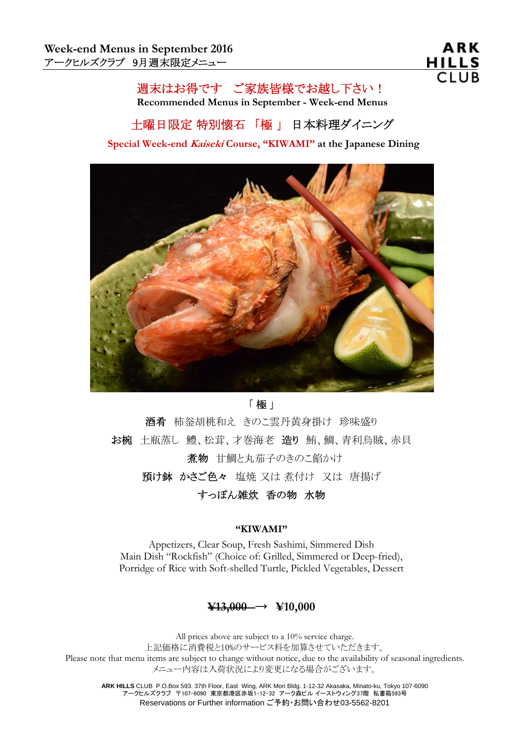**Week-end Menus in September 2016**
アークヒルズクラブ　9月週末限定メニュー

ARK HILLS CLUB

## 週末はお得です　ご家族皆様でお越し下さい！

**Recommended Menus in September - Week-end Menus**

## 土曜日限定 特別懐石 「極 」 日本料理ダイニング

**Special Week-end *Kaiseki* Course, "KIWAMI" at the Japanese Dining**

「 極 」

**酒肴**　柿釜胡桃和え　きのこ雲丹黄身掛け　珍味盛り

**お椀**　土瓶蒸し　鱧、松茸、才巻海老　**造り**　鮪、鯛、青利烏賊、赤貝

**煮物**　甘鯛と丸茄子のきのこ餡かけ

**預け鉢**　**かさご色々**　塩焼 又は 煮付け　又は　唐揚げ

**すっぽん雑炊　香の物　水物**

**"KIWAMI"**

Appetizers, Clear Soup, Fresh Sashimi, Simmered Dish
Main Dish "Rockfish" (Choice of: Grilled, Simmered or Deep-fried),
Porridge of Rice with Soft-shelled Turtle, Pickled Vegetables, Dessert

**~~¥13,000~~ → ¥10,000**

All prices above are subject to a 10% service charge.
上記価格に消費税と10%のサービス料を加算させていただきます。
Please note that menu items are subject to change without notice, due to the availability of seasonal ingredients.
メニュー内容は入荷状況により変更になる場合がございます。

**ARK HILLS** CLUB P.O.Box 593. 37th Floor, East Wing, ARK Mori Bldg. 1-12-32 Akasaka, Minato-ku, Tokyo 107-6090
アークヒルズクラブ　〒107-6090 東京都港区赤坂1-12-32 アーク森ビル イーストウィング37階　私書箱593号
Reservations or Further information ご予約･お問い合わせ03-5562-8201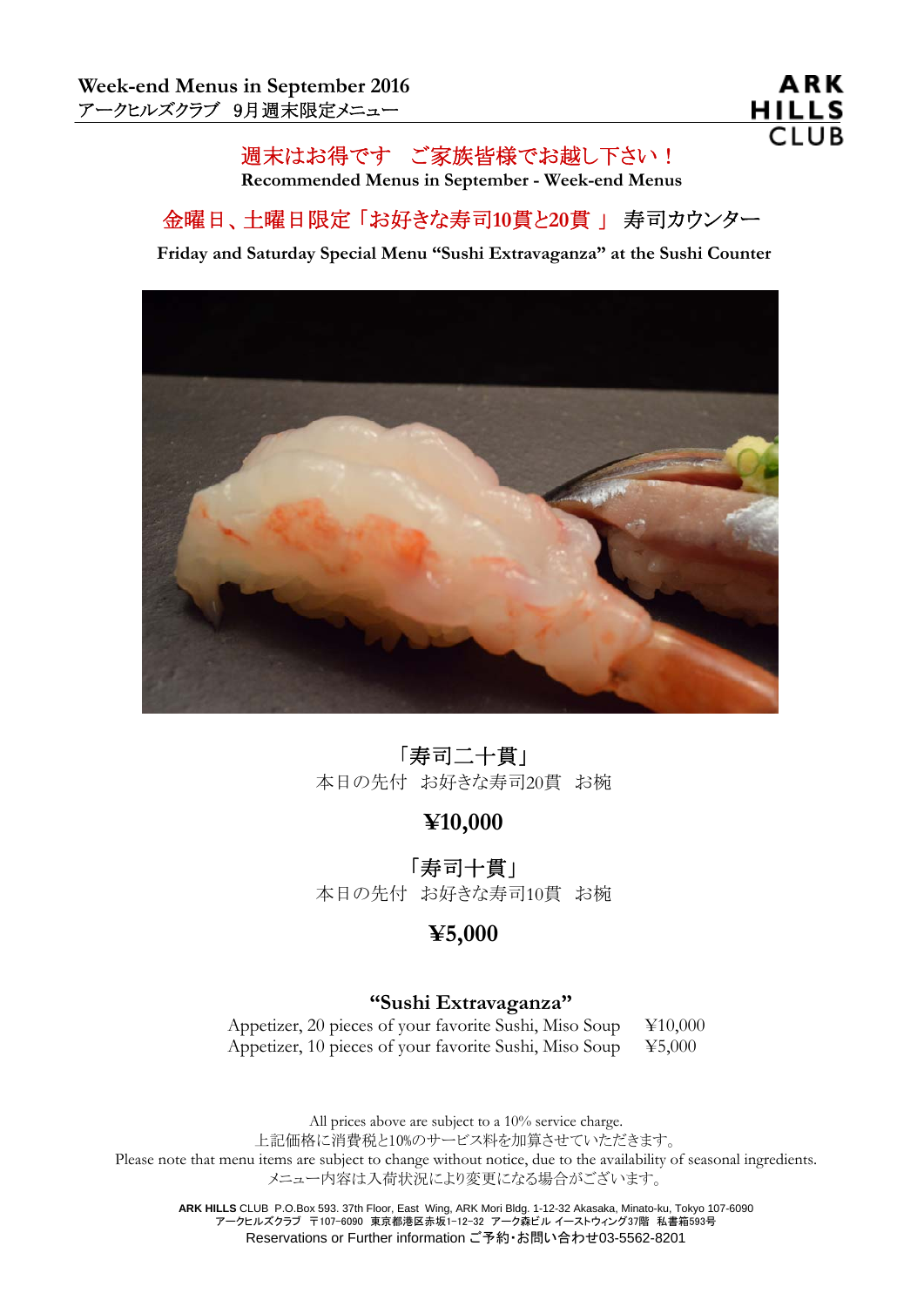**Week-end Menus in September 2016**
アークヒルズクラブ　9月週末限定メニュー

ARK HILLS CLUB

## 週末はお得です　ご家族皆様でお越し下さい！

**Recommended Menus in September - Week-end Menus**

## 金曜日、土曜日限定「お好きな寿司10貫と20貫 」 寿司カウンター

**Friday and Saturday Special Menu "Sushi Extravaganza" at the Sushi Counter**

「寿司二十貫」
本日の先付　お好きな寿司20貫　お椀

**¥10,000**

「寿司十貫」
本日の先付　お好きな寿司10貫　お椀

**¥5,000**

**"Sushi Extravaganza"**

Appetizer, 20 pieces of your favorite Sushi, Miso Soup　¥10,000
Appetizer, 10 pieces of your favorite Sushi, Miso Soup　¥5,000

All prices above are subject to a 10% service charge.
上記価格に消費税と10%のサービス料を加算させていただきます。
Please note that menu items are subject to change without notice, due to the availability of seasonal ingredients.
メニュー内容は入荷状況により変更になる場合がございます。

**ARK HILLS** CLUB P.O.Box 593. 37th Floor, East Wing, ARK Mori Bldg. 1-12-32 Akasaka, Minato-ku, Tokyo 107-6090
アークヒルズクラブ　〒107-6090 東京都港区赤坂1-12-32 アーク森ビル イーストウィング37階 私書箱593号
Reservations or Further information ご予約･お問い合わせ03-5562-8201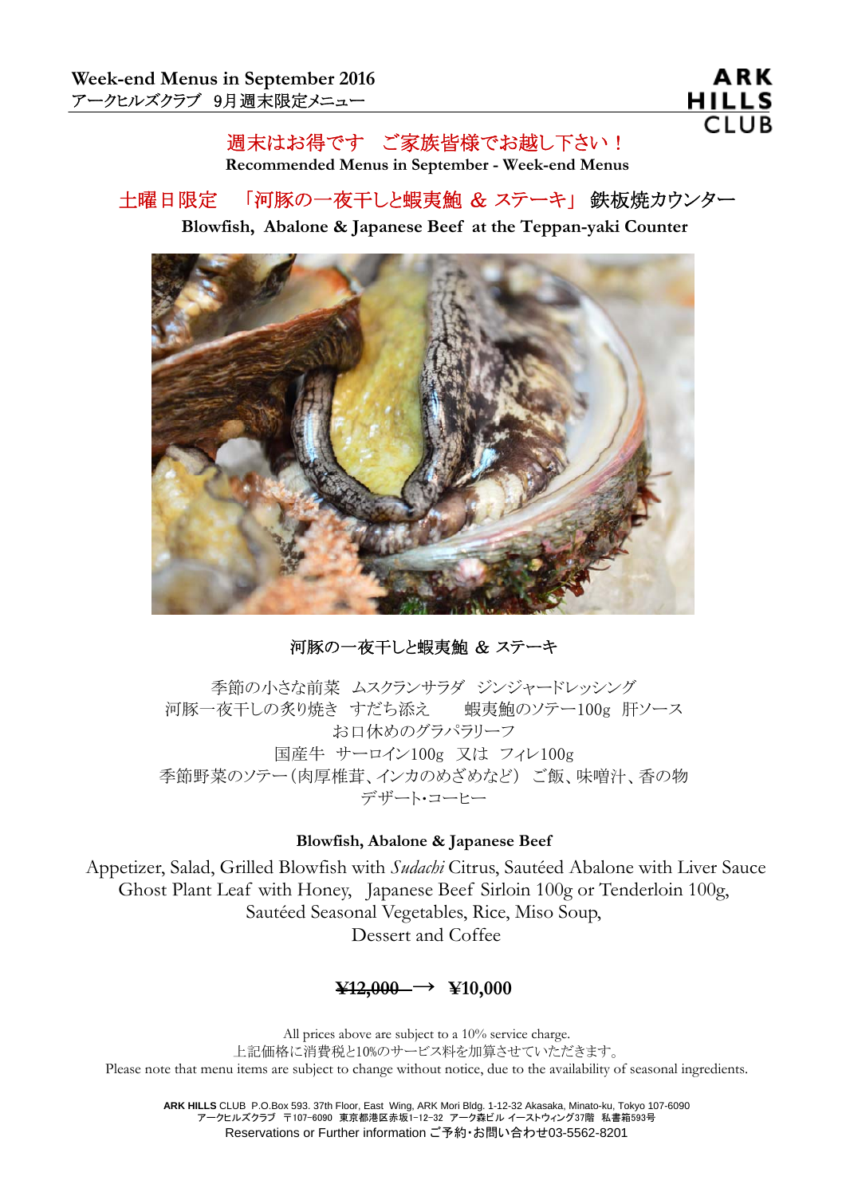**Week-end Menus in September 2016**
アークヒルズクラブ　9月週末限定メニュー

ARK HILLS CLUB

## 週末はお得です　ご家族皆様でお越し下さい！

**Recommended Menus in September - Week-end Menus**

## 土曜日限定　「河豚の一夜干しと蝦夷鮑 ＆ ステーキ」 鉄板焼カウンター

**Blowfish, Abalone & Japanese Beef at the Teppan-yaki Counter**

### 河豚の一夜干しと蝦夷鮑 ＆ ステーキ

季節の小さな前菜　ムスクランサラダ　ジンジャードレッシング
河豚一夜干しの炙り焼き　すだち添え　　蝦夷鮑のソテー100g　肝ソース
お口休めのグラパラリーフ
国産牛　サーロイン100g　又は　フィレ100g
季節野菜のソテー（肉厚椎茸、インカのめざめなど）　ご飯、味噌汁、香の物
デザート･コーヒー

**Blowfish, Abalone & Japanese Beef**

Appetizer, Salad, Grilled Blowfish with *Sudachi* Citrus, Sautéed Abalone with Liver Sauce
Ghost Plant Leaf with Honey, Japanese Beef Sirloin 100g or Tenderloin 100g,
Sautéed Seasonal Vegetables, Rice, Miso Soup,
Dessert and Coffee

**~~¥12,000~~ → ¥10,000**

All prices above are subject to a 10% service charge.
上記価格に消費税と10%のサービス料を加算させていただきます。
Please note that menu items are subject to change without notice, due to the availability of seasonal ingredients.

**ARK HILLS** CLUB P.O.Box 593. 37th Floor, East Wing, ARK Mori Bldg. 1-12-32 Akasaka, Minato-ku, Tokyo 107-6090
アークヒルズクラブ　〒107-6090　東京都港区赤坂1-12-32　アーク森ビル イーストウィング37階　私書箱593号
Reservations or Further information ご予約･お問い合わせ03-5562-8201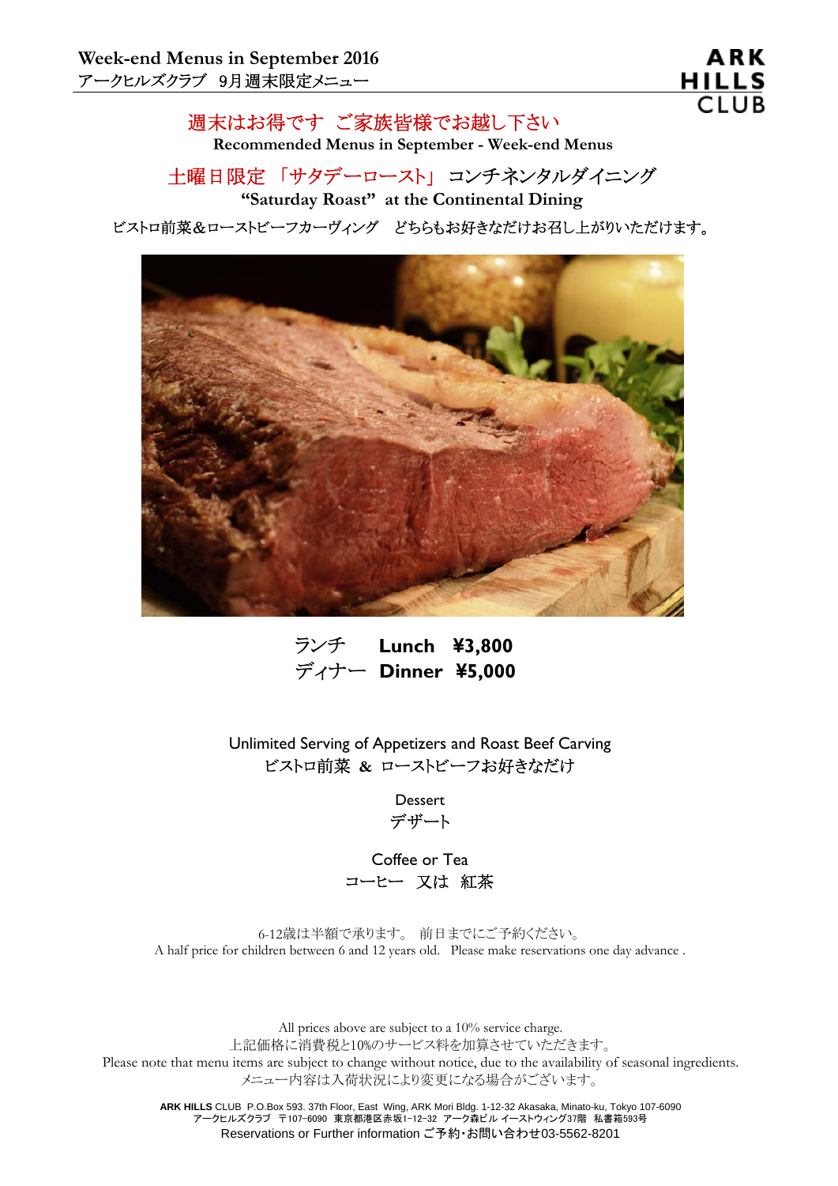# Week-end Menus in September 2016
アークヒルズクラブ　9月週末限定メニュー

ARK HILLS CLUB

## 週末はお得です　ご家族皆様でお越し下さい

**Recommended Menus in September - Week-end Menus**

## 土曜日限定 「サタデーロースト」 コンチネンタルダイニング

**"Saturday Roast" at the Continental Dining**

ビストロ前菜＆ローストビーフカーヴィング　どちらもお好きなだけお召し上がりいただけます。

ランチ　**Lunch　¥3,800**
ディナー　**Dinner　¥5,000**

Unlimited Serving of Appetizers and Roast Beef Carving
ビストロ前菜 **&** ローストビーフお好きなだけ

Dessert
デザート

Coffee or Tea
コーヒー　又は　紅茶

6-12歳は半額で承ります。 前日までにご予約ください。
A half price for children between 6 and 12 years old.　Please make reservations one day advance .

All prices above are subject to a 10% service charge.
上記価格に消費税と10%のサービス料を加算させていただきます。
Please note that menu items are subject to change without notice, due to the availability of seasonal ingredients.
メニュー内容は入荷状況により変更になる場合がございます。

**ARK HILLS** CLUB　P.O.Box 593. 37th Floor, East　Wing, ARK Mori Bldg. 1-12-32 Akasaka, Minato-ku, Tokyo 107-6090
アークヒルズクラブ　〒107-6090　東京都港区赤坂1-12-32　アーク森ビル イーストウィング37階　私書箱593号
Reservations or Further information ご予約･お問い合わせ03-5562-8201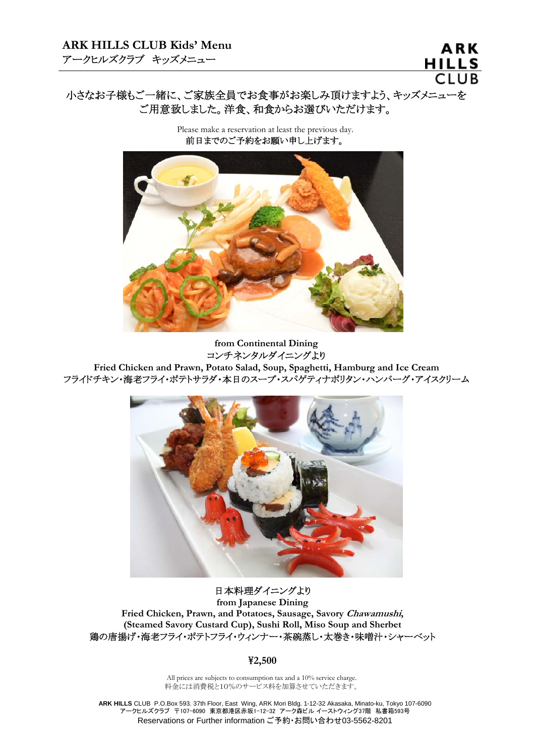# ARK HILLS CLUB Kids' Menu
アークヒルズクラブ　キッズメニュー

ARK HILLS CLUB

小さなお子様もご一緒に、ご家族全員でお食事がお楽しみ頂けますよう、キッズメニューをご用意致しました。洋食、和食からお選びいただけます。

Please make a reservation at least the previous day.
前日までのご予約をお願い申し上げます。

**from Continental Dining**
コンチネンタルダイニングより
**Fried Chicken and Prawn, Potato Salad, Soup, Spaghetti, Hamburg and Ice Cream**
フライドチキン・海老フライ・ポテトサラダ・本日のスープ・スパゲティナポリタン・ハンバーグ・アイスクリーム

日本料理ダイニングより
**from Japanese Dining**
**Fried Chicken, Prawn, and Potatoes, Sausage, Savory *Chawamushi*, (Steamed Savory Custard Cup), Sushi Roll, Miso Soup and Sherbet**
鶏の唐揚げ・海老フライ・ポテトフライ・ウィンナー・茶碗蒸し・太巻き・味噌汁・シャーベット

**¥2,500**

All prices are subjects to consumption tax and a 10% service charge.
料金には消費税と10%のサービス料を加算させていただきます。

**ARK HILLS** CLUB P.O.Box 593. 37th Floor, East Wing, ARK Mori Bldg. 1-12-32 Akasaka, Minato-ku, Tokyo 107-6090
アークヒルズクラブ　〒107-6090 東京都港区赤坂1-12-32 アーク森ビル イーストウィング37階 私書箱593号
Reservations or Further information ご予約・お問い合わせ03-5562-8201